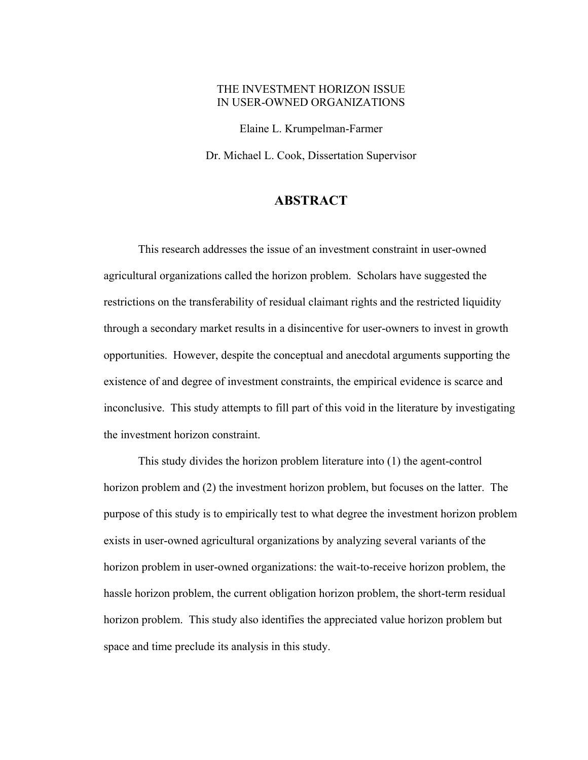THE INVESTMENT HORIZON ISSUE
IN USER-OWNED ORGANIZATIONS

Elaine L. Krumpelman-Farmer

Dr. Michael L. Cook, Dissertation Supervisor

# ABSTRACT

This research addresses the issue of an investment constraint in user-owned agricultural organizations called the horizon problem. Scholars have suggested the restrictions on the transferability of residual claimant rights and the restricted liquidity through a secondary market results in a disincentive for user-owners to invest in growth opportunities. However, despite the conceptual and anecdotal arguments supporting the existence of and degree of investment constraints, the empirical evidence is scarce and inconclusive. This study attempts to fill part of this void in the literature by investigating the investment horizon constraint.

This study divides the horizon problem literature into (1) the agent-control horizon problem and (2) the investment horizon problem, but focuses on the latter. The purpose of this study is to empirically test to what degree the investment horizon problem exists in user-owned agricultural organizations by analyzing several variants of the horizon problem in user-owned organizations: the wait-to-receive horizon problem, the hassle horizon problem, the current obligation horizon problem, the short-term residual horizon problem. This study also identifies the appreciated value horizon problem but space and time preclude its analysis in this study.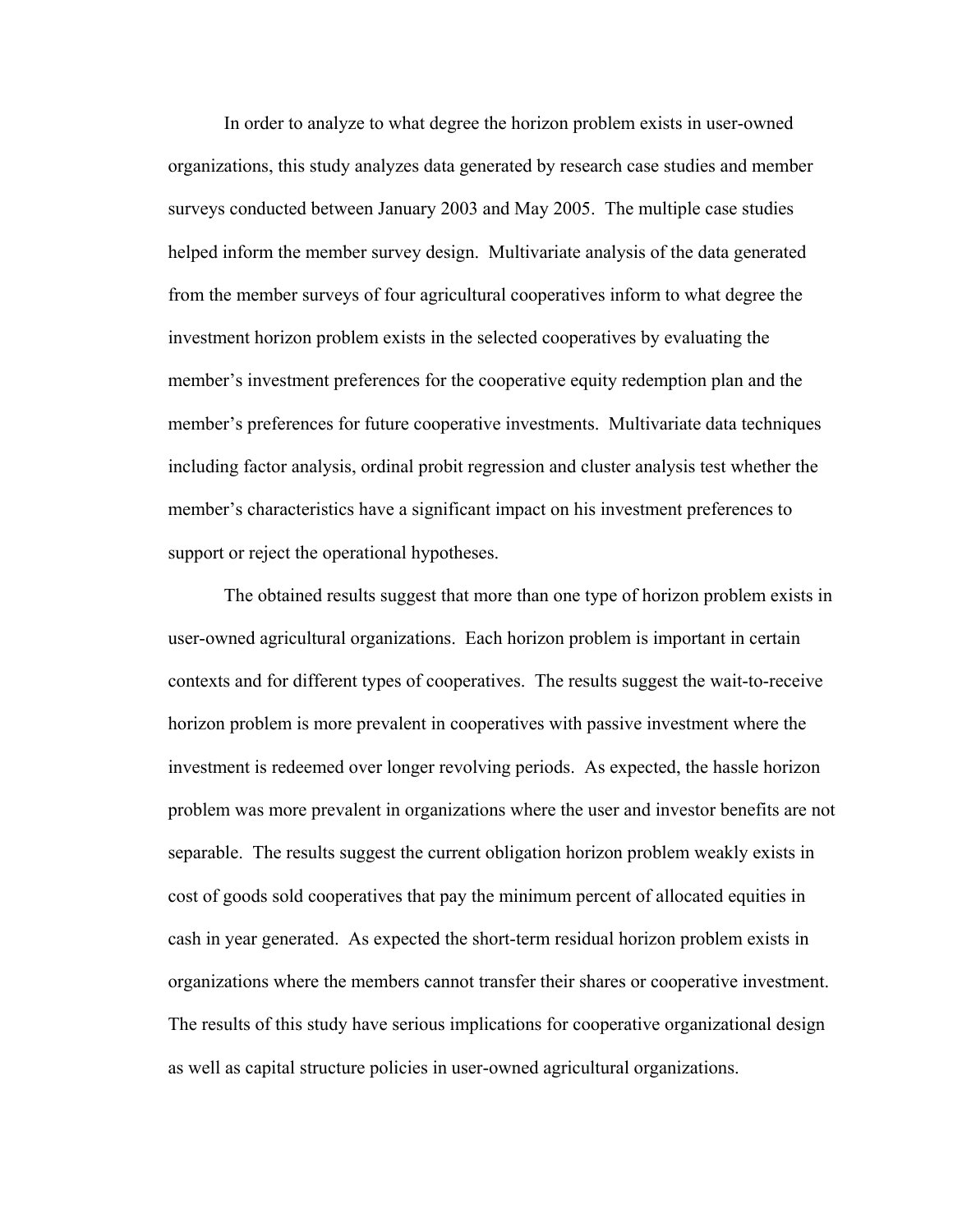In order to analyze to what degree the horizon problem exists in user-owned organizations, this study analyzes data generated by research case studies and member surveys conducted between January 2003 and May 2005. The multiple case studies helped inform the member survey design. Multivariate analysis of the data generated from the member surveys of four agricultural cooperatives inform to what degree the investment horizon problem exists in the selected cooperatives by evaluating the member's investment preferences for the cooperative equity redemption plan and the member's preferences for future cooperative investments. Multivariate data techniques including factor analysis, ordinal probit regression and cluster analysis test whether the member's characteristics have a significant impact on his investment preferences to support or reject the operational hypotheses.

The obtained results suggest that more than one type of horizon problem exists in user-owned agricultural organizations. Each horizon problem is important in certain contexts and for different types of cooperatives. The results suggest the wait-to-receive horizon problem is more prevalent in cooperatives with passive investment where the investment is redeemed over longer revolving periods. As expected, the hassle horizon problem was more prevalent in organizations where the user and investor benefits are not separable. The results suggest the current obligation horizon problem weakly exists in cost of goods sold cooperatives that pay the minimum percent of allocated equities in cash in year generated. As expected the short-term residual horizon problem exists in organizations where the members cannot transfer their shares or cooperative investment. The results of this study have serious implications for cooperative organizational design as well as capital structure policies in user-owned agricultural organizations.